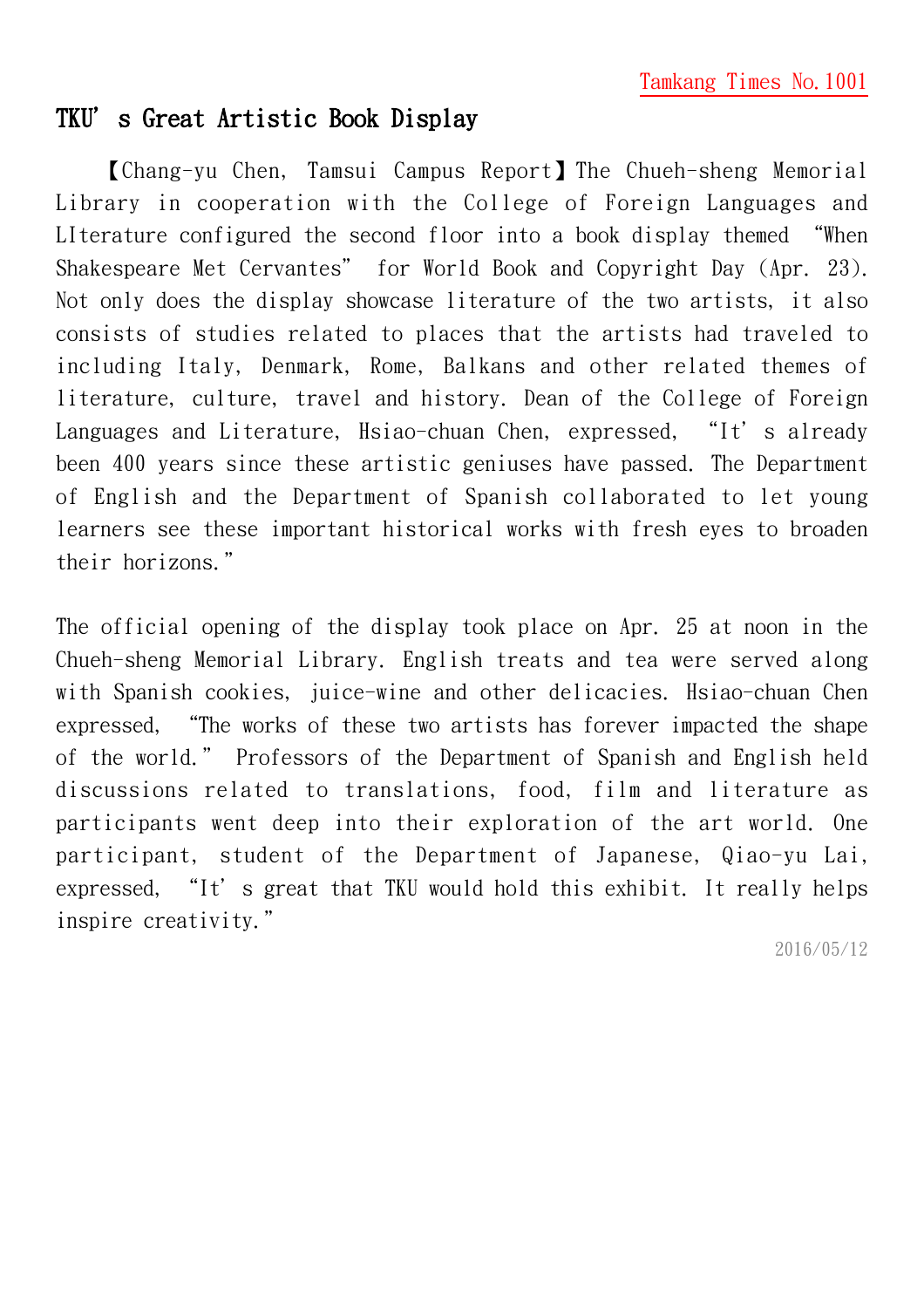# TKU's Great Artistic Book Display

【Chang-yu Chen, Tamsui Campus Report】The Chueh-sheng Memorial Library in cooperation with the College of Foreign Languages and LIterature configured the second floor into a book display themed "When Shakespeare Met Cervantes" for World Book and Copyright Day (Apr. 23). Not only does the display showcase literature of the two artists, it also consists of studies related to places that the artists had traveled to including Italy, Denmark, Rome, Balkans and other related themes of literature, culture, travel and history. Dean of the College of Foreign Languages and Literature, Hsiao-chuan Chen, expressed, "It's already been 400 years since these artistic geniuses have passed. The Department of English and the Department of Spanish collaborated to let young learners see these important historical works with fresh eyes to broaden their horizons."

The official opening of the display took place on Apr. 25 at noon in the Chueh-sheng Memorial Library. English treats and tea were served along with Spanish cookies, juice-wine and other delicacies. Hsiao-chuan Chen expressed, "The works of these two artists has forever impacted the shape of the world." Professors of the Department of Spanish and English held discussions related to translations, food, film and literature as participants went deep into their exploration of the art world. One participant, student of the Department of Japanese, Qiao-yu Lai, expressed, "It's great that TKU would hold this exhibit. It really helps inspire creativity."

2016/05/12